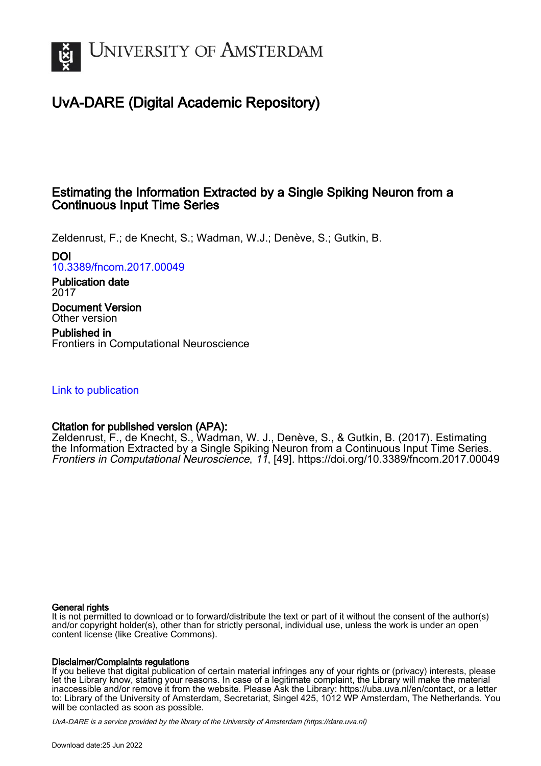University of Amsterdam

# UvA-DARE (Digital Academic Repository)

## Estimating the Information Extracted by a Single Spiking Neuron from a Continuous Input Time Series

Zeldenrust, F.; de Knecht, S.; Wadman, W.J.; Denève, S.; Gutkin, B.

**DOI**
10.3389/fncom.2017.00049

**Publication date**
2017

**Document Version**
Other version

**Published in**
Frontiers in Computational Neuroscience

Link to publication

**Citation for published version (APA):**
Zeldenrust, F., de Knecht, S., Wadman, W. J., Denève, S., & Gutkin, B. (2017). Estimating the Information Extracted by a Single Spiking Neuron from a Continuous Input Time Series. *Frontiers in Computational Neuroscience*, *11*, [49]. https://doi.org/10.3389/fncom.2017.00049

**General rights**
It is not permitted to download or to forward/distribute the text or part of it without the consent of the author(s) and/or copyright holder(s), other than for strictly personal, individual use, unless the work is under an open content license (like Creative Commons).

**Disclaimer/Complaints regulations**
If you believe that digital publication of certain material infringes any of your rights or (privacy) interests, please let the Library know, stating your reasons. In case of a legitimate complaint, the Library will make the material inaccessible and/or remove it from the website. Please Ask the Library: https://uba.uva.nl/en/contact, or a letter to: Library of the University of Amsterdam, Secretariat, Singel 425, 1012 WP Amsterdam, The Netherlands. You will be contacted as soon as possible.

*UvA-DARE is a service provided by the library of the University of Amsterdam (https://dare.uva.nl)*

Download date:25 Jun 2022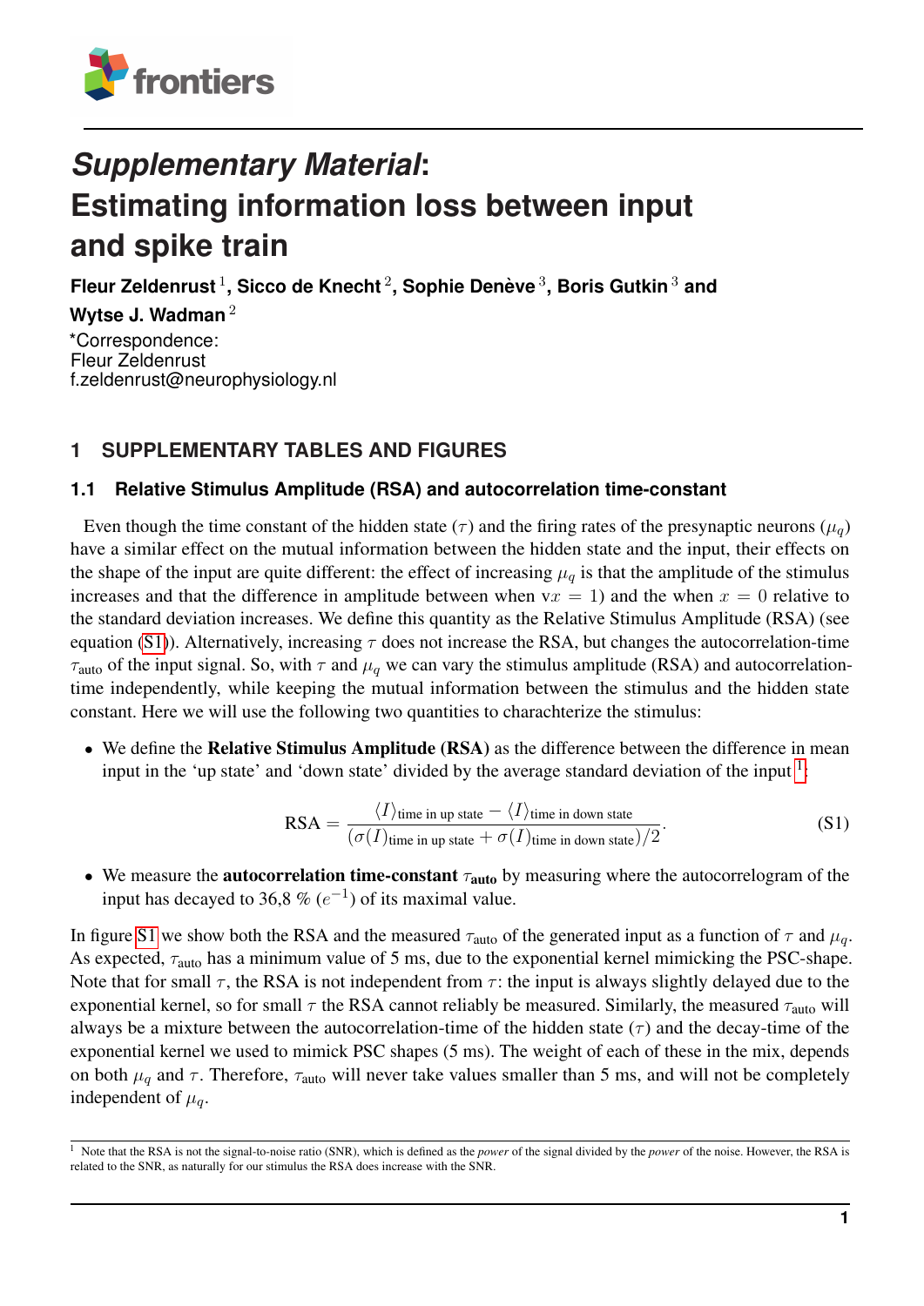# *Supplementary Material*: Estimating information loss between input and spike train

**Fleur Zeldenrust**[1]**, Sicco de Knecht**[2]**, Sophie Denève**[3]**, Boris Gutkin**[3] **and Wytse J. Wadman**[2]

\*Correspondence:
Fleur Zeldenrust
f.zeldenrust@neurophysiology.nl

## 1 SUPPLEMENTARY TABLES AND FIGURES

### 1.1 Relative Stimulus Amplitude (RSA) and autocorrelation time-constant

Even though the time constant of the hidden state ($\tau$) and the firing rates of the presynaptic neurons ($\mu_q$) have a similar effect on the mutual information between the hidden state and the input, their effects on the shape of the input are quite different: the effect of increasing $\mu_q$ is that the amplitude of the stimulus increases and that the difference in amplitude between when v$x = 1$) and the when $x = 0$ relative to the standard deviation increases. We define this quantity as the Relative Stimulus Amplitude (RSA) (see equation (S1)). Alternatively, increasing $\tau$ does not increase the RSA, but changes the autocorrelation-time $\tau_{\text{auto}}$ of the input signal. So, with $\tau$ and $\mu_q$ we can vary the stimulus amplitude (RSA) and autocorrelation-time independently, while keeping the mutual information between the stimulus and the hidden state constant. Here we will use the following two quantities to charachterize the stimulus:

- We define the **Relative Stimulus Amplitude (RSA)** as the difference between the difference in mean input in the 'up state' and 'down state' divided by the average standard deviation of the input [1]:

$$\text{RSA} = \frac{\langle I \rangle_{\text{time in up state}} - \langle I \rangle_{\text{time in down state}}}{(\sigma(I)_{\text{time in up state}} + \sigma(I)_{\text{time in down state}})/2}. \tag{S1}$$

- We measure the **autocorrelation time-constant** $\tau_{\textbf{auto}}$ by measuring where the autocorrelogram of the input has decayed to 36,8 % ($e^{-1}$) of its maximal value.

In figure S1 we show both the RSA and the measured $\tau_{\text{auto}}$ of the generated input as a function of $\tau$ and $\mu_q$. As expected, $\tau_{\text{auto}}$ has a minimum value of 5 ms, due to the exponential kernel mimicking the PSC-shape. Note that for small $\tau$, the RSA is not independent from $\tau$: the input is always slightly delayed due to the exponential kernel, so for small $\tau$ the RSA cannot reliably be measured. Similarly, the measured $\tau_{\text{auto}}$ will always be a mixture between the autocorrelation-time of the hidden state ($\tau$) and the decay-time of the exponential kernel we used to mimick PSC shapes (5 ms). The weight of each of these in the mix, depends on both $\mu_q$ and $\tau$. Therefore, $\tau_{\text{auto}}$ will never take values smaller than 5 ms, and will not be completely independent of $\mu_q$.

[1] Note that the RSA is not the signal-to-noise ratio (SNR), which is defined as the *power* of the signal divided by the *power* of the noise. However, the RSA is related to the SNR, as naturally for our stimulus the RSA does increase with the SNR.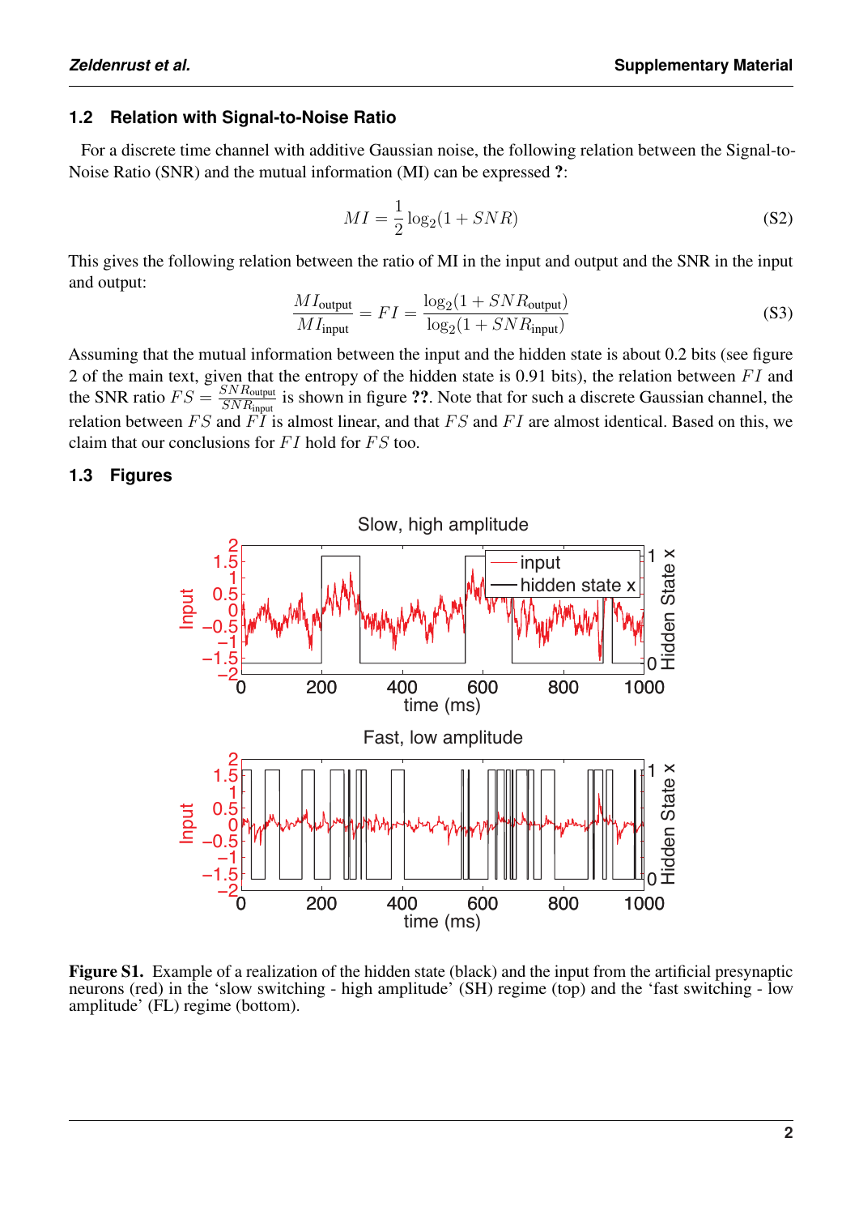### 1.2 Relation with Signal-to-Noise Ratio

For a discrete time channel with additive Gaussian noise, the following relation between the Signal-to-Noise Ratio (SNR) and the mutual information (MI) can be expressed **?**:

$$MI = \frac{1}{2}\log_2(1 + SNR) \tag{S2}$$

This gives the following relation between the ratio of MI in the input and output and the SNR in the input and output:

$$\frac{MI_{\text{output}}}{MI_{\text{input}}} = FI = \frac{\log_2(1 + SNR_{\text{output}})}{\log_2(1 + SNR_{\text{input}})} \tag{S3}$$

Assuming that the mutual information between the input and the hidden state is about 0.2 bits (see figure 2 of the main text, given that the entropy of the hidden state is 0.91 bits), the relation between $FI$ and the SNR ratio $FS = \frac{SNR_{\text{output}}}{SNR_{\text{input}}}$ is shown in figure **??**. Note that for such a discrete Gaussian channel, the relation between $FS$ and $FI$ is almost linear, and that $FS$ and $FI$ are almost identical. Based on this, we claim that our conclusions for $FI$ hold for $FS$ too.

### 1.3 Figures

**Figure S1.** Example of a realization of the hidden state (black) and the input from the artificial presynaptic neurons (red) in the 'slow switching - high amplitude' (SH) regime (top) and the 'fast switching - low amplitude' (FL) regime (bottom).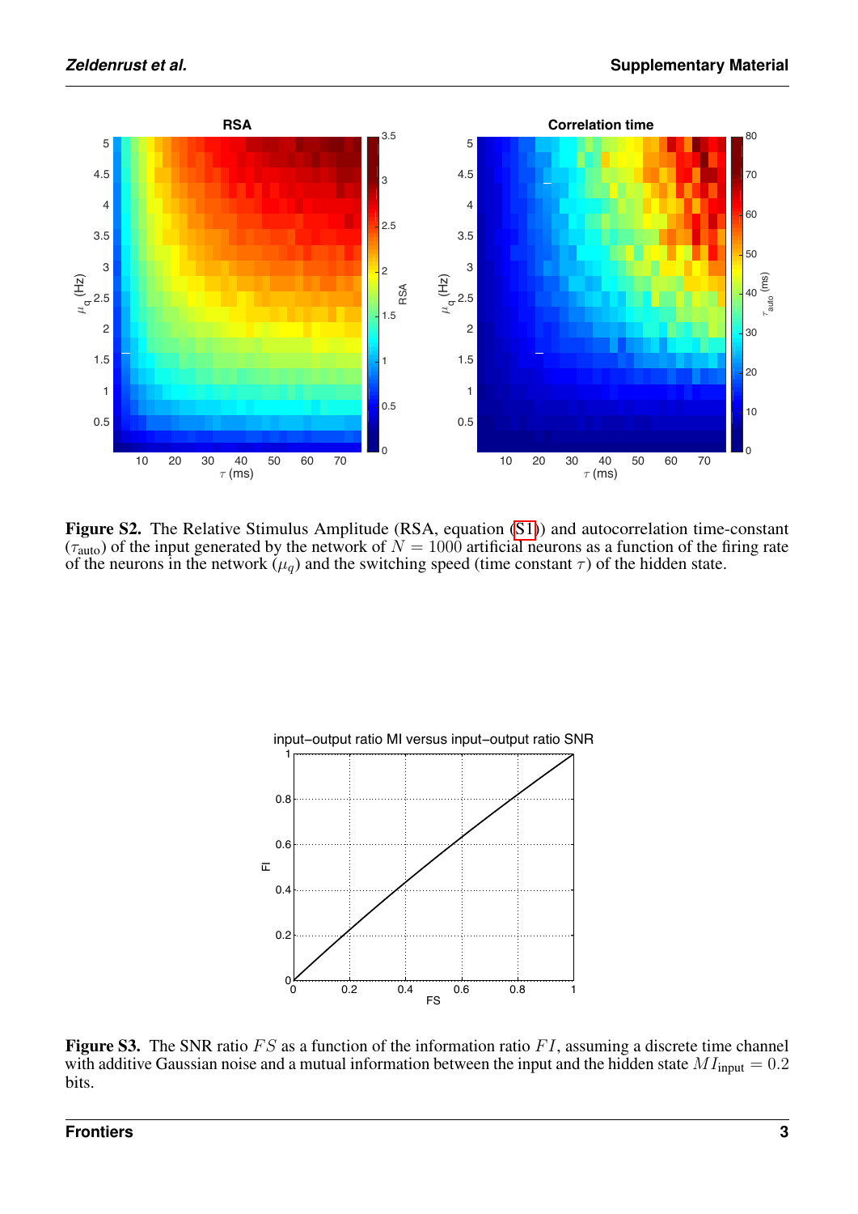RSA

5
4.5
4
3.5
3
2.5
2
1.5
1
0.5

$\mu_q$ (Hz)

10 20 30 40 50 60 70
$\tau$ (ms)

RSA
3.5
3
2.5
2
1.5
1
0.5
0

Correlation time

5
4.5
4
3.5
3
2.5
2
1.5
1
0.5

$\mu_q$ (Hz)

10 20 30 40 50 60 70
$\tau$ (ms)

$\tau_{auto}$ (ms)
80
70
60
50
40
30
20
10
0

**Figure S2.** The Relative Stimulus Amplitude (RSA, equation (S1)) and autocorrelation time-constant ($\tau_{\text{auto}}$) of the input generated by the network of $N = 1000$ artificial neurons as a function of the firing rate of the neurons in the network ($\mu_q$) and the switching speed (time constant $\tau$) of the hidden state.

input−output ratio MI versus input−output ratio SNR

FI
1
0.8
0.6
0.4
0.2
0

FS
0 0.2 0.4 0.6 0.8 1

**Figure S3.** The SNR ratio $FS$ as a function of the information ratio $FI$, assuming a discrete time channel with additive Gaussian noise and a mutual information between the input and the hidden state $MI_{\text{input}} = 0.2$ bits.